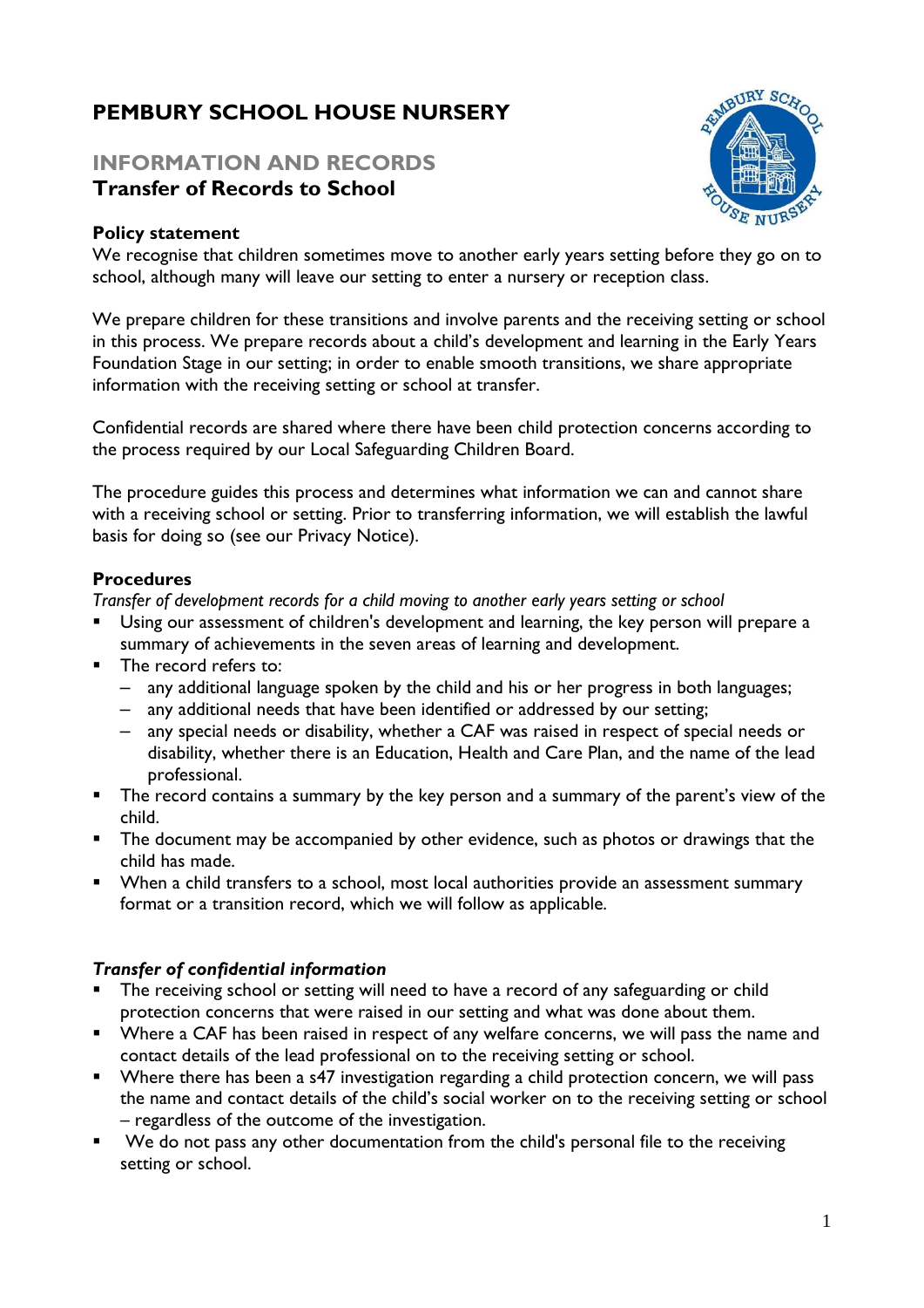# PEMBURY SCHOOL HOUSE NURSERY

## INFORMATION AND RECORDS

### Transfer of Records to School

**Policy statement**

We recognise that children sometimes move to another early years setting before they go on to school, although many will leave our setting to enter a nursery or reception class.

We prepare children for these transitions and involve parents and the receiving setting or school in this process. We prepare records about a child's development and learning in the Early Years Foundation Stage in our setting; in order to enable smooth transitions, we share appropriate information with the receiving setting or school at transfer.

Confidential records are shared where there have been child protection concerns according to the process required by our Local Safeguarding Children Board.

The procedure guides this process and determines what information we can and cannot share with a receiving school or setting. Prior to transferring information, we will establish the lawful basis for doing so (see our Privacy Notice).

**Procedures**

*Transfer of development records for a child moving to another early years setting or school*

- Using our assessment of children's development and learning, the key person will prepare a summary of achievements in the seven areas of learning and development.
- The record refers to:
  - any additional language spoken by the child and his or her progress in both languages;
  - any additional needs that have been identified or addressed by our setting;
  - any special needs or disability, whether a CAF was raised in respect of special needs or disability, whether there is an Education, Health and Care Plan, and the name of the lead professional.
- The record contains a summary by the key person and a summary of the parent's view of the child.
- The document may be accompanied by other evidence, such as photos or drawings that the child has made.
- When a child transfers to a school, most local authorities provide an assessment summary format or a transition record, which we will follow as applicable.

***Transfer of confidential information***

- The receiving school or setting will need to have a record of any safeguarding or child protection concerns that were raised in our setting and what was done about them.
- Where a CAF has been raised in respect of any welfare concerns, we will pass the name and contact details of the lead professional on to the receiving setting or school.
- Where there has been a s47 investigation regarding a child protection concern, we will pass the name and contact details of the child's social worker on to the receiving setting or school – regardless of the outcome of the investigation.
- We do not pass any other documentation from the child's personal file to the receiving setting or school.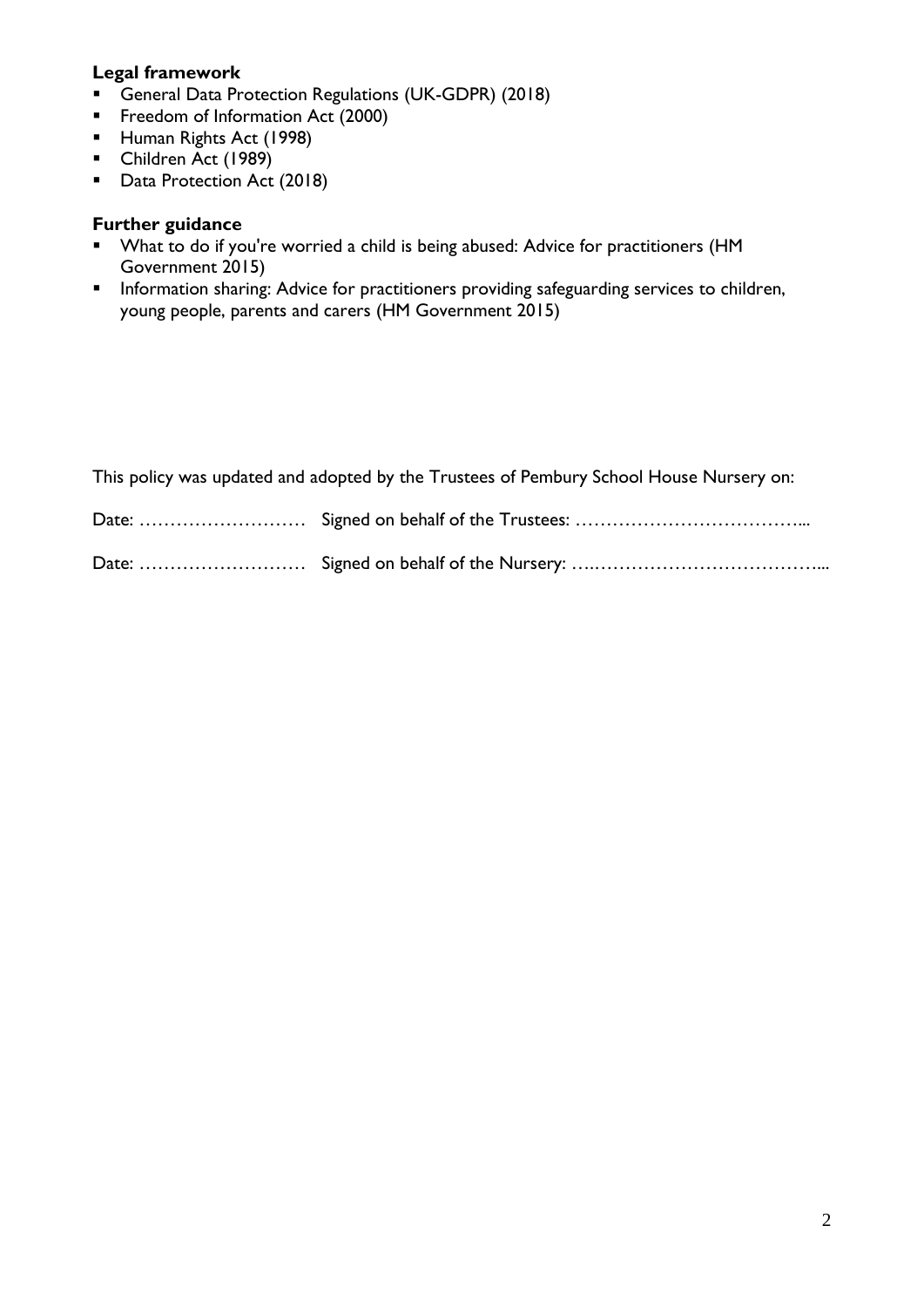**Legal framework**

- General Data Protection Regulations (UK-GDPR) (2018)
- Freedom of Information Act (2000)
- Human Rights Act (1998)
- Children Act (1989)
- Data Protection Act (2018)

**Further guidance**

- What to do if you're worried a child is being abused: Advice for practitioners (HM Government 2015)
- Information sharing: Advice for practitioners providing safeguarding services to children, young people, parents and carers (HM Government 2015)

This policy was updated and adopted by the Trustees of Pembury School House Nursery on:

Date: ……………………… Signed on behalf of the Trustees: ………………………………...

Date: ……………………… Signed on behalf of the Nursery: ….………………………………...